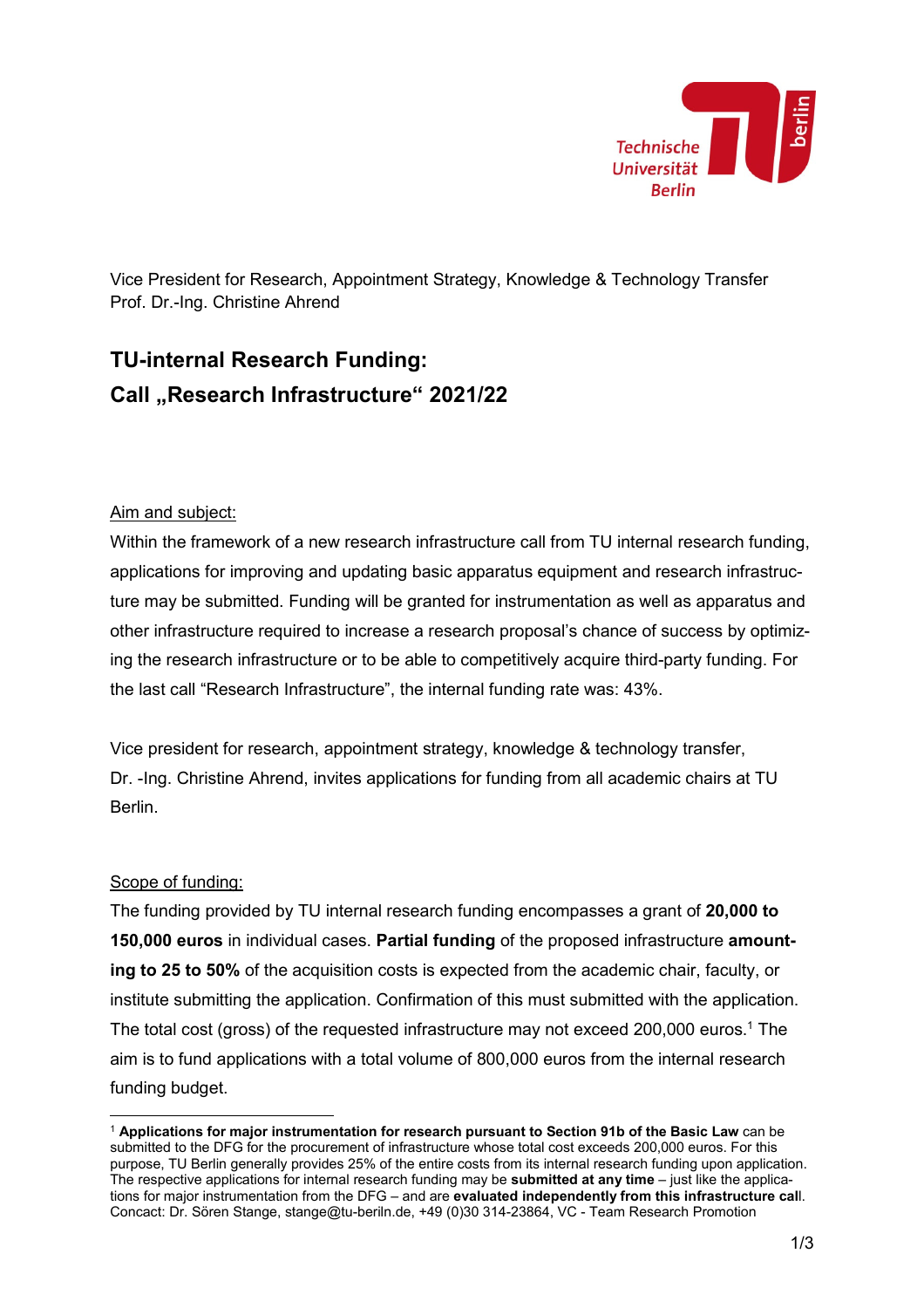Vice President for Research, Appointment Strategy, Knowledge & Technology Transfer
Prof. Dr.-Ing. Christine Ahrend

# TU-internal Research Funding:
# Call „Research Infrastructure“ 2021/22

Aim and subject:

Within the framework of a new research infrastructure call from TU internal research funding, applications for improving and updating basic apparatus equipment and research infrastructure may be submitted. Funding will be granted for instrumentation as well as apparatus and other infrastructure required to increase a research proposal's chance of success by optimizing the research infrastructure or to be able to competitively acquire third-party funding. For the last call “Research Infrastructure”, the internal funding rate was: 43%.

Vice president for research, appointment strategy, knowledge & technology transfer, Dr. -Ing. Christine Ahrend, invites applications for funding from all academic chairs at TU Berlin.

Scope of funding:

The funding provided by TU internal research funding encompasses a grant of **20,000 to 150,000 euros** in individual cases. **Partial funding** of the proposed infrastructure **amounting to 25 to 50%** of the acquisition costs is expected from the academic chair, faculty, or institute submitting the application. Confirmation of this must submitted with the application. The total cost (gross) of the requested infrastructure may not exceed 200,000 euros.[1] The aim is to fund applications with a total volume of 800,000 euros from the internal research funding budget.

[1] **Applications for major instrumentation for research pursuant to Section 91b of the Basic Law** can be submitted to the DFG for the procurement of infrastructure whose total cost exceeds 200,000 euros. For this purpose, TU Berlin generally provides 25% of the entire costs from its internal research funding upon application. The respective applications for internal research funding may be **submitted at any time** – just like the applications for major instrumentation from the DFG – and are **evaluated independently from this infrastructure call**. Concact: Dr. Sören Stange, stange@tu-beriln.de, +49 (0)30 314-23864, VC - Team Research Promotion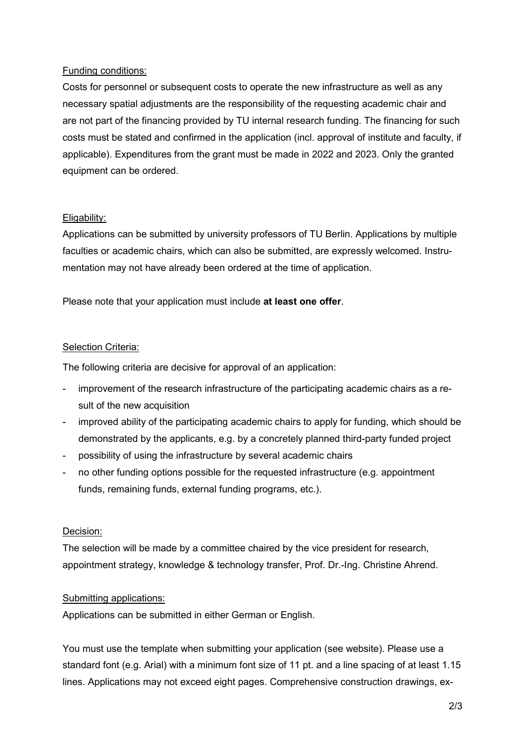Funding conditions:

Costs for personnel or subsequent costs to operate the new infrastructure as well as any necessary spatial adjustments are the responsibility of the requesting academic chair and are not part of the financing provided by TU internal research funding. The financing for such costs must be stated and confirmed in the application (incl. approval of institute and faculty, if applicable). Expenditures from the grant must be made in 2022 and 2023. Only the granted equipment can be ordered.

Eligability:

Applications can be submitted by university professors of TU Berlin. Applications by multiple faculties or academic chairs, which can also be submitted, are expressly welcomed. Instrumentation may not have already been ordered at the time of application.

Please note that your application must include **at least one offer**.

Selection Criteria:

The following criteria are decisive for approval of an application:

- improvement of the research infrastructure of the participating academic chairs as a result of the new acquisition
- improved ability of the participating academic chairs to apply for funding, which should be demonstrated by the applicants, e.g. by a concretely planned third-party funded project
- possibility of using the infrastructure by several academic chairs
- no other funding options possible for the requested infrastructure (e.g. appointment funds, remaining funds, external funding programs, etc.).

Decision:

The selection will be made by a committee chaired by the vice president for research, appointment strategy, knowledge & technology transfer, Prof. Dr.-Ing. Christine Ahrend.

Submitting applications:

Applications can be submitted in either German or English.

You must use the template when submitting your application (see website). Please use a standard font (e.g. Arial) with a minimum font size of 11 pt. and a line spacing of at least 1.15 lines. Applications may not exceed eight pages. Comprehensive construction drawings, ex-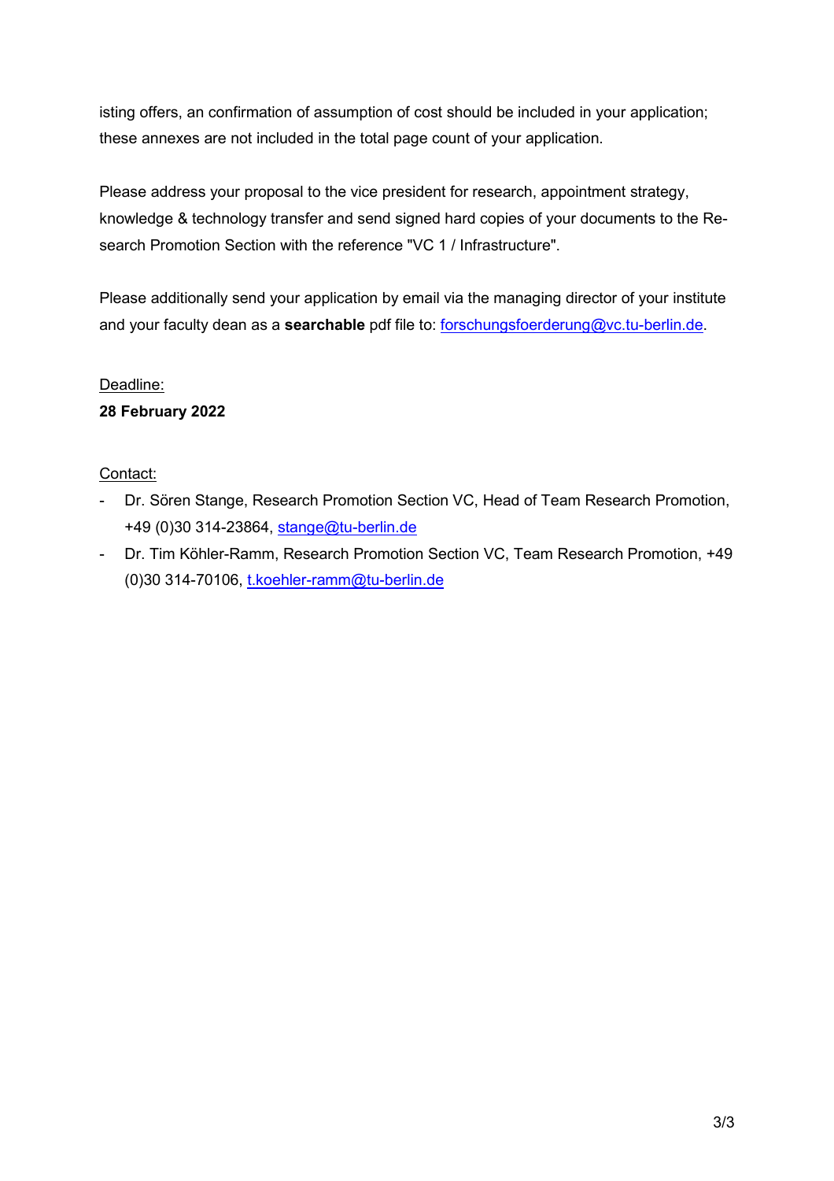isting offers, an confirmation of assumption of cost should be included in your application; these annexes are not included in the total page count of your application.

Please address your proposal to the vice president for research, appointment strategy, knowledge & technology transfer and send signed hard copies of your documents to the Research Promotion Section with the reference "VC 1 / Infrastructure".

Please additionally send your application by email via the managing director of your institute and your faculty dean as a **searchable** pdf file to: forschungsfoerderung@vc.tu-berlin.de.

Deadline:

**28 February 2022**

Contact:

- Dr. Sören Stange, Research Promotion Section VC, Head of Team Research Promotion, +49 (0)30 314-23864, stange@tu-berlin.de
- Dr. Tim Köhler-Ramm, Research Promotion Section VC, Team Research Promotion, +49 (0)30 314-70106, t.koehler-ramm@tu-berlin.de